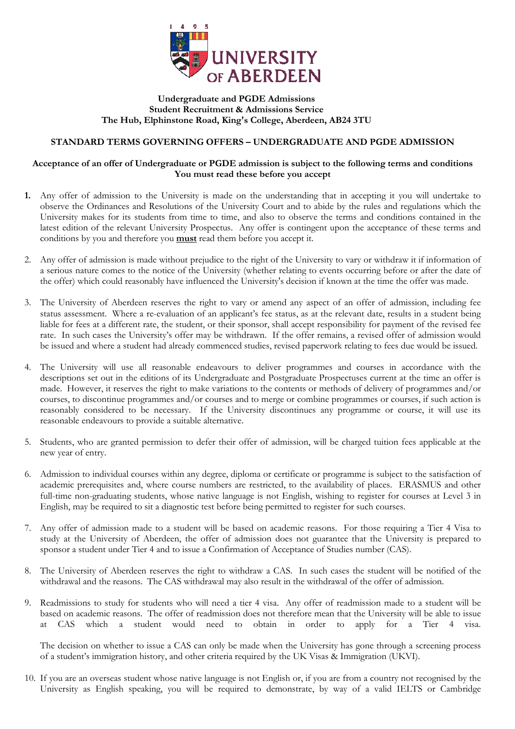**Undergraduate and PGDE Admissions**
**Student Recruitment & Admissions Service**
**The Hub, Elphinstone Road, King's College, Aberdeen, AB24 3TU**

## STANDARD TERMS GOVERNING OFFERS – UNDERGRADUATE AND PGDE ADMISSION

**Acceptance of an offer of Undergraduate or PGDE admission is subject to the following terms and conditions**
**You must read these before you accept**

1. Any offer of admission to the University is made on the understanding that in accepting it you will undertake to observe the Ordinances and Resolutions of the University Court and to abide by the rules and regulations which the University makes for its students from time to time, and also to observe the terms and conditions contained in the latest edition of the relevant University Prospectus. Any offer is contingent upon the acceptance of these terms and conditions by you and therefore you **must** read them before you accept it.

2. Any offer of admission is made without prejudice to the right of the University to vary or withdraw it if information of a serious nature comes to the notice of the University (whether relating to events occurring before or after the date of the offer) which could reasonably have influenced the University's decision if known at the time the offer was made.

3. The University of Aberdeen reserves the right to vary or amend any aspect of an offer of admission, including fee status assessment. Where a re-evaluation of an applicant's fee status, as at the relevant date, results in a student being liable for fees at a different rate, the student, or their sponsor, shall accept responsibility for payment of the revised fee rate. In such cases the University's offer may be withdrawn. If the offer remains, a revised offer of admission would be issued and where a student had already commenced studies, revised paperwork relating to fees due would be issued.

4. The University will use all reasonable endeavours to deliver programmes and courses in accordance with the descriptions set out in the editions of its Undergraduate and Postgraduate Prospectuses current at the time an offer is made. However, it reserves the right to make variations to the contents or methods of delivery of programmes and/or courses, to discontinue programmes and/or courses and to merge or combine programmes or courses, if such action is reasonably considered to be necessary. If the University discontinues any programme or course, it will use its reasonable endeavours to provide a suitable alternative.

5. Students, who are granted permission to defer their offer of admission, will be charged tuition fees applicable at the new year of entry.

6. Admission to individual courses within any degree, diploma or certificate or programme is subject to the satisfaction of academic prerequisites and, where course numbers are restricted, to the availability of places. ERASMUS and other full-time non-graduating students, whose native language is not English, wishing to register for courses at Level 3 in English, may be required to sit a diagnostic test before being permitted to register for such courses.

7. Any offer of admission made to a student will be based on academic reasons. For those requiring a Tier 4 Visa to study at the University of Aberdeen, the offer of admission does not guarantee that the University is prepared to sponsor a student under Tier 4 and to issue a Confirmation of Acceptance of Studies number (CAS).

8. The University of Aberdeen reserves the right to withdraw a CAS. In such cases the student will be notified of the withdrawal and the reasons. The CAS withdrawal may also result in the withdrawal of the offer of admission.

9. Readmissions to study for students who will need a tier 4 visa. Any offer of readmission made to a student will be based on academic reasons. The offer of readmission does not therefore mean that the University will be able to issue at CAS which a student would need to obtain in order to apply for a Tier 4 visa.

   The decision on whether to issue a CAS can only be made when the University has gone through a screening process of a student's immigration history, and other criteria required by the UK Visas & Immigration (UKVI).

10. If you are an overseas student whose native language is not English or, if you are from a country not recognised by the University as English speaking, you will be required to demonstrate, by way of a valid IELTS or Cambridge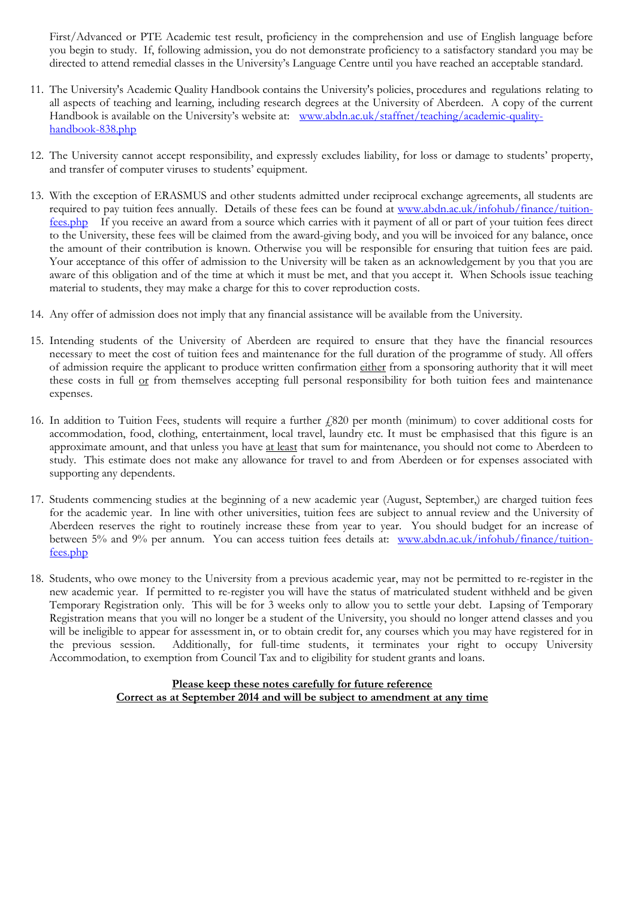First/Advanced or PTE Academic test result, proficiency in the comprehension and use of English language before you begin to study. If, following admission, you do not demonstrate proficiency to a satisfactory standard you may be directed to attend remedial classes in the University's Language Centre until you have reached an acceptable standard.

11. The University's Academic Quality Handbook contains the University's policies, procedures and regulations relating to all aspects of teaching and learning, including research degrees at the University of Aberdeen. A copy of the current Handbook is available on the University's website at: [www.abdn.ac.uk/staffnet/teaching/academic-quality-handbook-838.php](www.abdn.ac.uk/staffnet/teaching/academic-quality-handbook-838.php)

12. The University cannot accept responsibility, and expressly excludes liability, for loss or damage to students' property, and transfer of computer viruses to students' equipment.

13. With the exception of ERASMUS and other students admitted under reciprocal exchange agreements, all students are required to pay tuition fees annually. Details of these fees can be found at [www.abdn.ac.uk/infohub/finance/tuition-fees.php](www.abdn.ac.uk/infohub/finance/tuition-fees.php) If you receive an award from a source which carries with it payment of all or part of your tuition fees direct to the University, these fees will be claimed from the award-giving body, and you will be invoiced for any balance, once the amount of their contribution is known. Otherwise you will be responsible for ensuring that tuition fees are paid. Your acceptance of this offer of admission to the University will be taken as an acknowledgement by you that you are aware of this obligation and of the time at which it must be met, and that you accept it. When Schools issue teaching material to students, they may make a charge for this to cover reproduction costs.

14. Any offer of admission does not imply that any financial assistance will be available from the University.

15. Intending students of the University of Aberdeen are required to ensure that they have the financial resources necessary to meet the cost of tuition fees and maintenance for the full duration of the programme of study. All offers of admission require the applicant to produce written confirmation <u>either</u> from a sponsoring authority that it will meet these costs in full <u>or</u> from themselves accepting full personal responsibility for both tuition fees and maintenance expenses.

16. In addition to Tuition Fees, students will require a further £820 per month (minimum) to cover additional costs for accommodation, food, clothing, entertainment, local travel, laundry etc. It must be emphasised that this figure is an approximate amount, and that unless you have <u>at least</u> that sum for maintenance, you should not come to Aberdeen to study. This estimate does not make any allowance for travel to and from Aberdeen or for expenses associated with supporting any dependents.

17. Students commencing studies at the beginning of a new academic year (August, September,) are charged tuition fees for the academic year. In line with other universities, tuition fees are subject to annual review and the University of Aberdeen reserves the right to routinely increase these from year to year. You should budget for an increase of between 5% and 9% per annum. You can access tuition fees details at: [www.abdn.ac.uk/infohub/finance/tuition-fees.php](www.abdn.ac.uk/infohub/finance/tuition-fees.php)

18. Students, who owe money to the University from a previous academic year, may not be permitted to re-register in the new academic year. If permitted to re-register you will have the status of matriculated student withheld and be given Temporary Registration only. This will be for 3 weeks only to allow you to settle your debt. Lapsing of Temporary Registration means that you will no longer be a student of the University, you should no longer attend classes and you will be ineligible to appear for assessment in, or to obtain credit for, any courses which you may have registered for in the previous session. Additionally, for full-time students, it terminates your right to occupy University Accommodation, to exemption from Council Tax and to eligibility for student grants and loans.

**<u>Please keep these notes carefully for future reference</u>**
**<u>Correct as at September 2014 and will be subject to amendment at any time</u>**